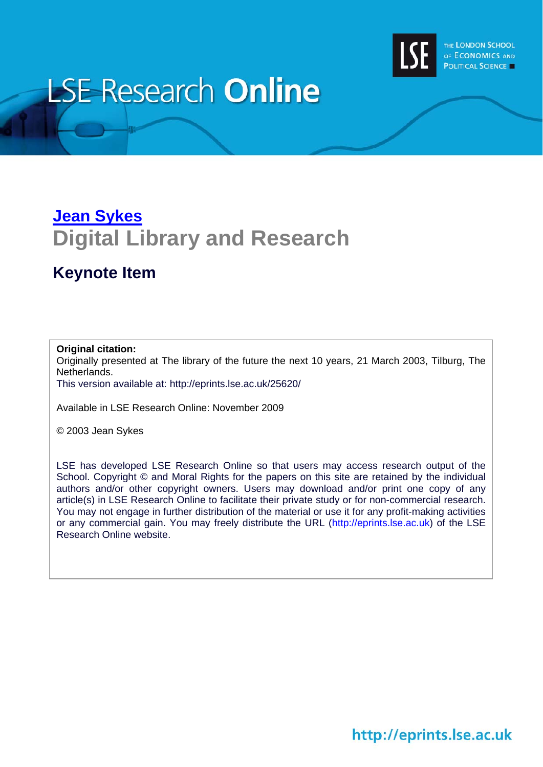LSE Research **Online**

THE LONDON SCHOOL OF ECONOMICS AND POLITICAL SCIENCE

**Jean Sykes**

# Digital Library and Research

## Keynote Item

**Original citation:**
Originally presented at The library of the future the next 10 years, 21 March 2003, Tilburg, The Netherlands.
This version available at: http://eprints.lse.ac.uk/25620/

Available in LSE Research Online: November 2009

© 2003 Jean Sykes

LSE has developed LSE Research Online so that users may access research output of the School. Copyright © and Moral Rights for the papers on this site are retained by the individual authors and/or other copyright owners. Users may download and/or print one copy of any article(s) in LSE Research Online to facilitate their private study or for non-commercial research. You may not engage in further distribution of the material or use it for any profit-making activities or any commercial gain. You may freely distribute the URL (http://eprints.lse.ac.uk) of the LSE Research Online website.

http://eprints.lse.ac.uk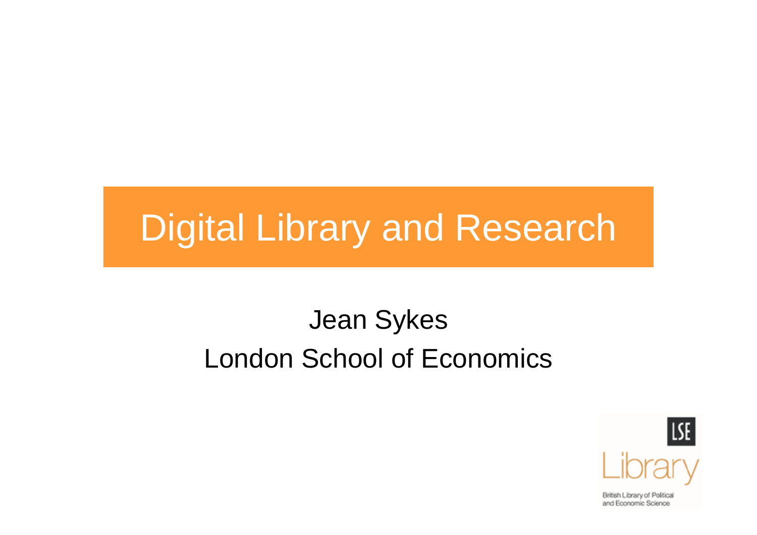# Digital Library and Research

Jean Sykes
London School of Economics

LSE
Library
British Library of Political and Economic Science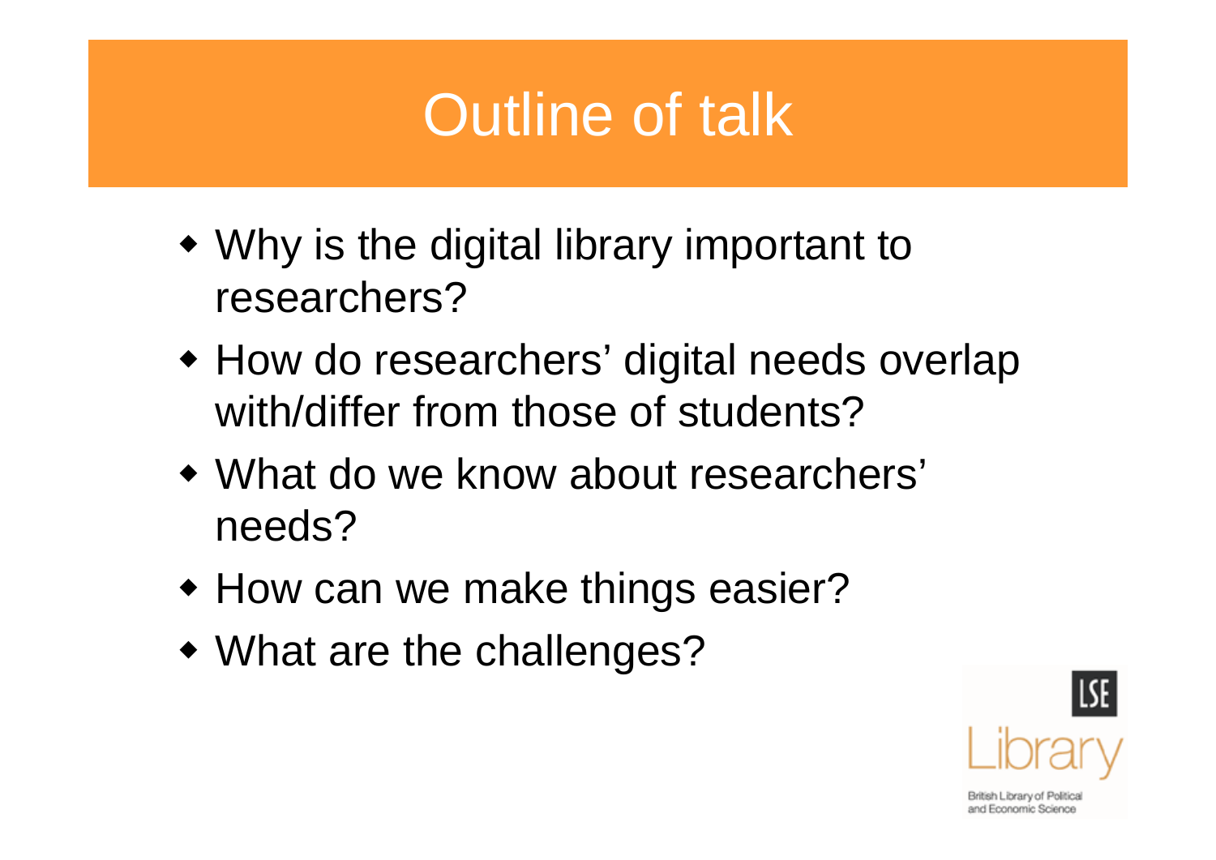# Outline of talk

- Why is the digital library important to researchers?
- How do researchers' digital needs overlap with/differ from those of students?
- What do we know about researchers' needs?
- How can we make things easier?
- What are the challenges?

LSE Library

British Library of Political and Economic Science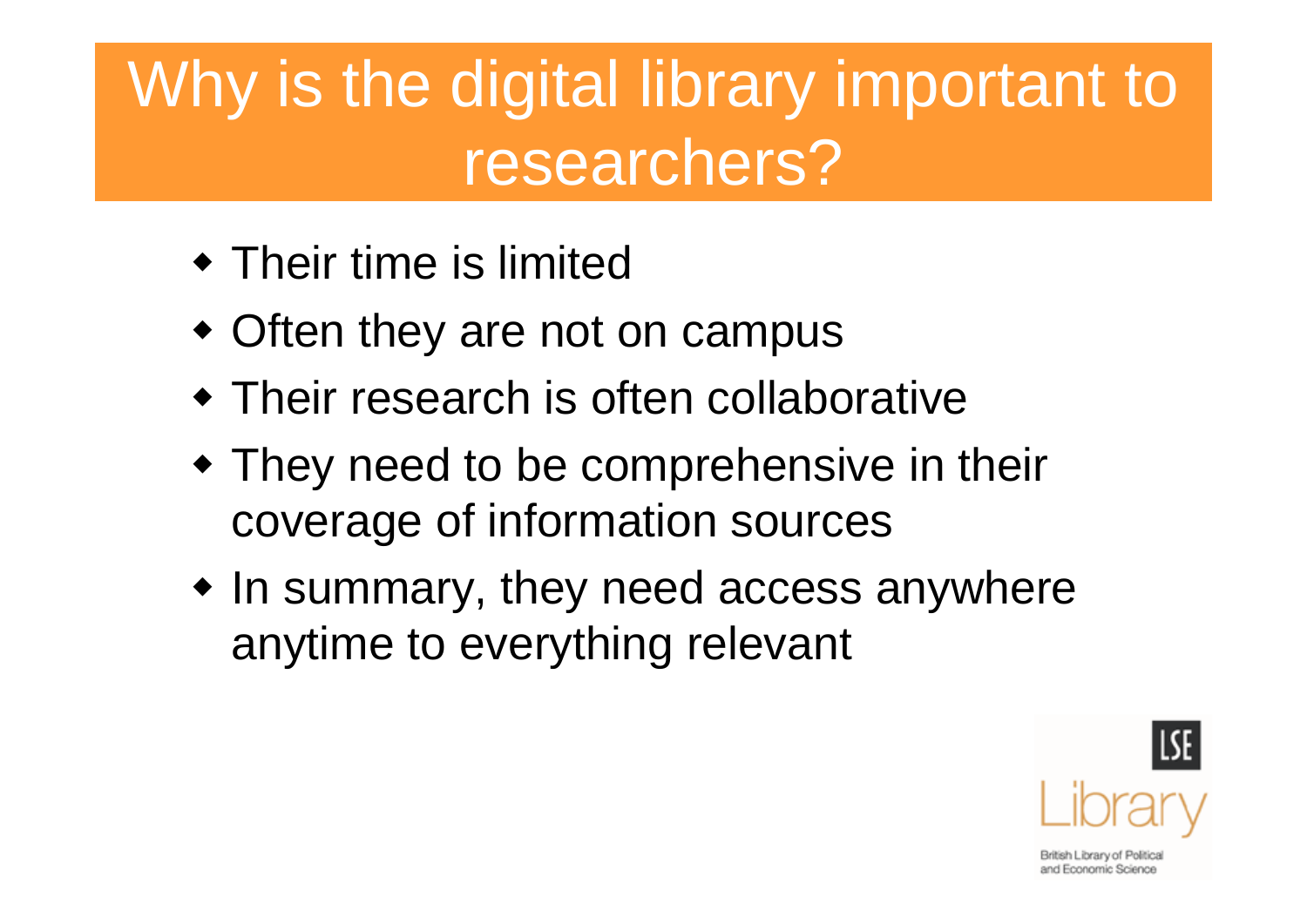# Why is the digital library important to researchers?

- Their time is limited
- Often they are not on campus
- Their research is often collaborative
- They need to be comprehensive in their coverage of information sources
- In summary, they need access anywhere anytime to everything relevant

LSE Library

British Library of Political and Economic Science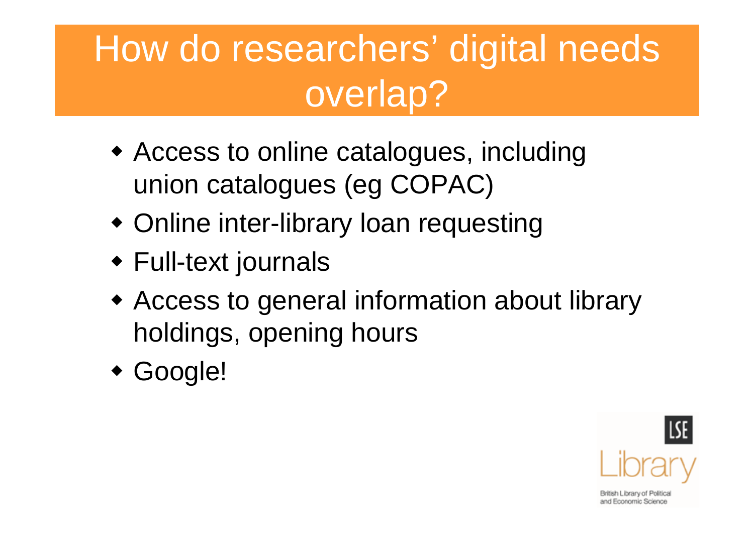# How do researchers' digital needs overlap?

- Access to online catalogues, including union catalogues (eg COPAC)
- Online inter-library loan requesting
- Full-text journals
- Access to general information about library holdings, opening hours
- Google!

LSE Library

British Library of Political and Economic Science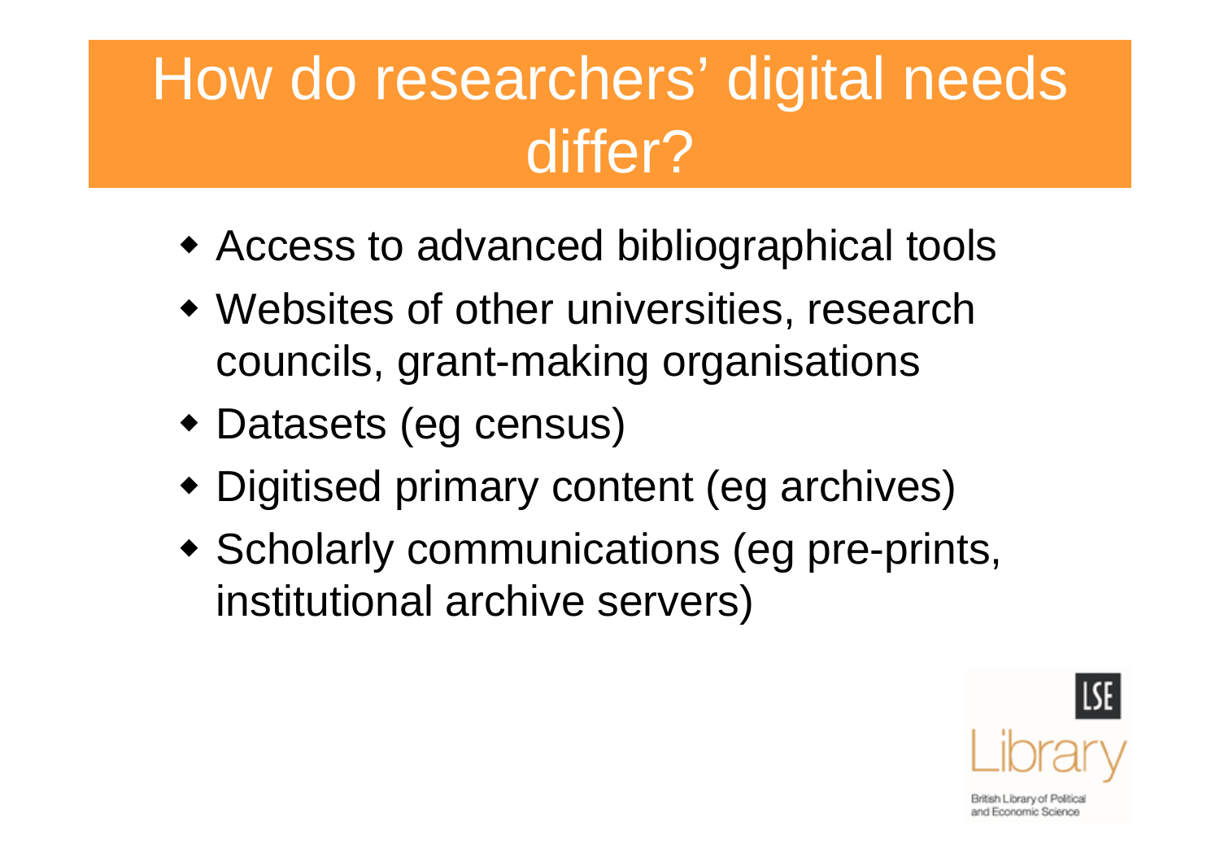# How do researchers' digital needs differ?

- Access to advanced bibliographical tools
- Websites of other universities, research councils, grant-making organisations
- Datasets (eg census)
- Digitised primary content (eg archives)
- Scholarly communications (eg pre-prints, institutional archive servers)

LSE Library

British Library of Political and Economic Science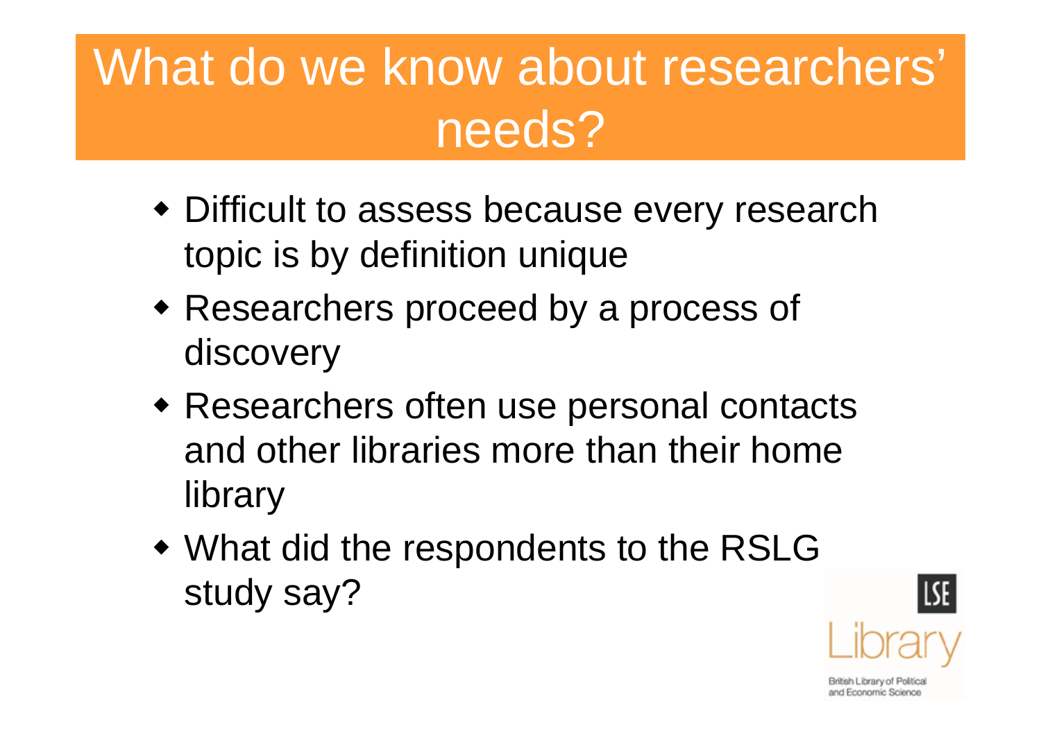# What do we know about researchers' needs?

- Difficult to assess because every research topic is by definition unique
- Researchers proceed by a process of discovery
- Researchers often use personal contacts and other libraries more than their home library
- What did the respondents to the RSLG study say?

LSE Library

British Library of Political and Economic Science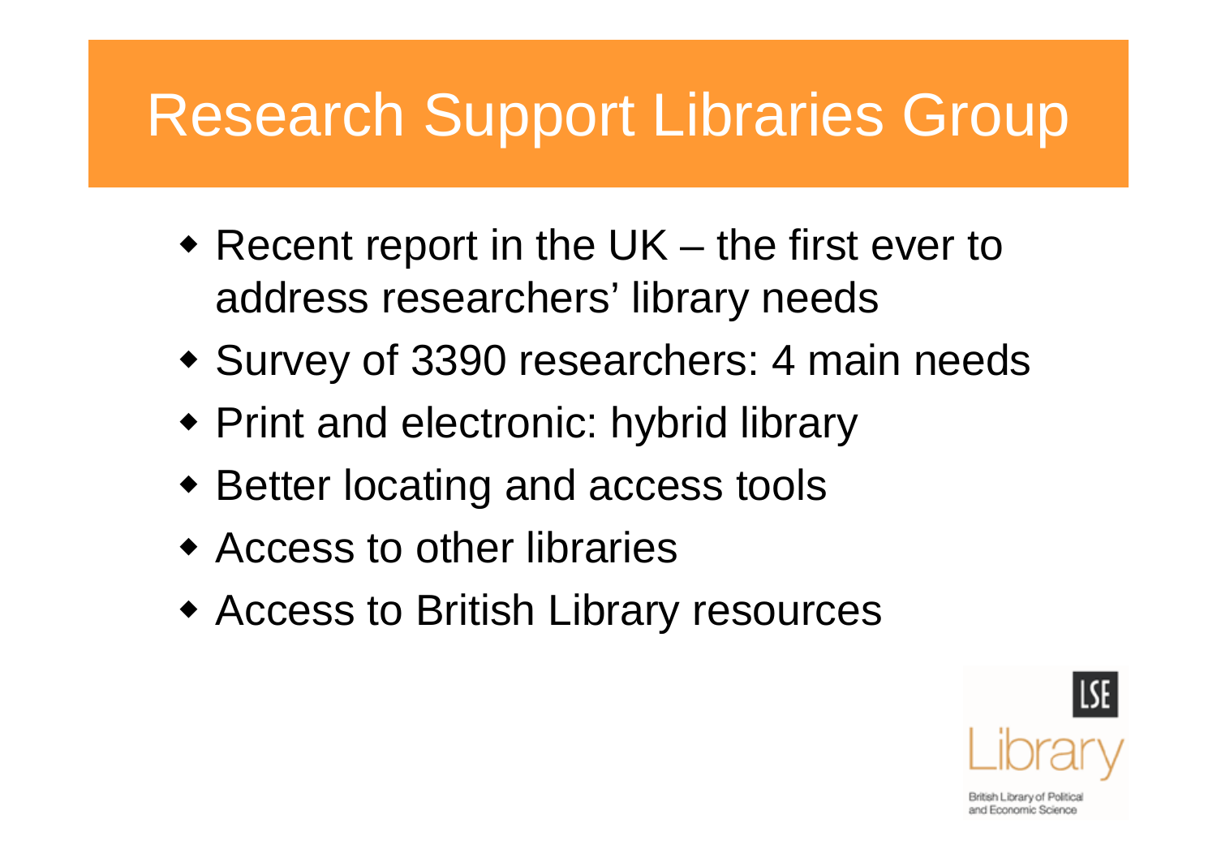# Research Support Libraries Group

- Recent report in the UK – the first ever to address researchers' library needs
- Survey of 3390 researchers: 4 main needs
- Print and electronic: hybrid library
- Better locating and access tools
- Access to other libraries
- Access to British Library resources

LSE Library
British Library of Political and Economic Science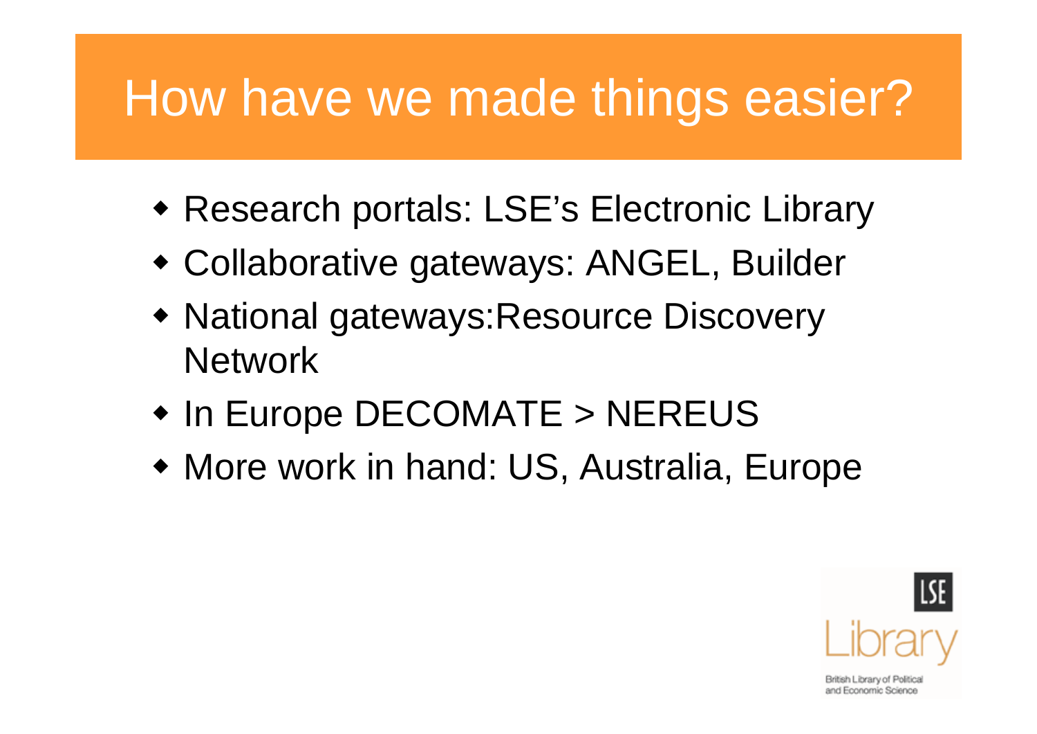# How have we made things easier?

- Research portals: LSE's Electronic Library
- Collaborative gateways: ANGEL, Builder
- National gateways:Resource Discovery Network
- In Europe DECOMATE > NEREUS
- More work in hand: US, Australia, Europe

LSE
Library
British Library of Political and Economic Science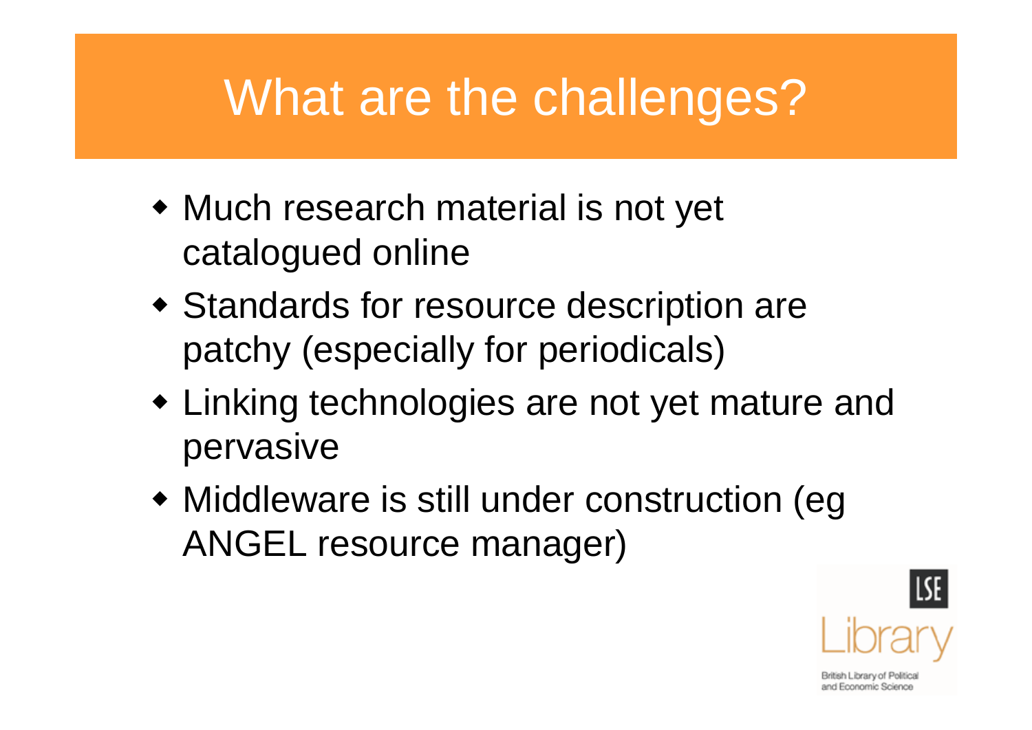# What are the challenges?

- Much research material is not yet catalogued online
- Standards for resource description are patchy (especially for periodicals)
- Linking technologies are not yet mature and pervasive
- Middleware is still under construction (eg ANGEL resource manager)

LSE Library

British Library of Political and Economic Science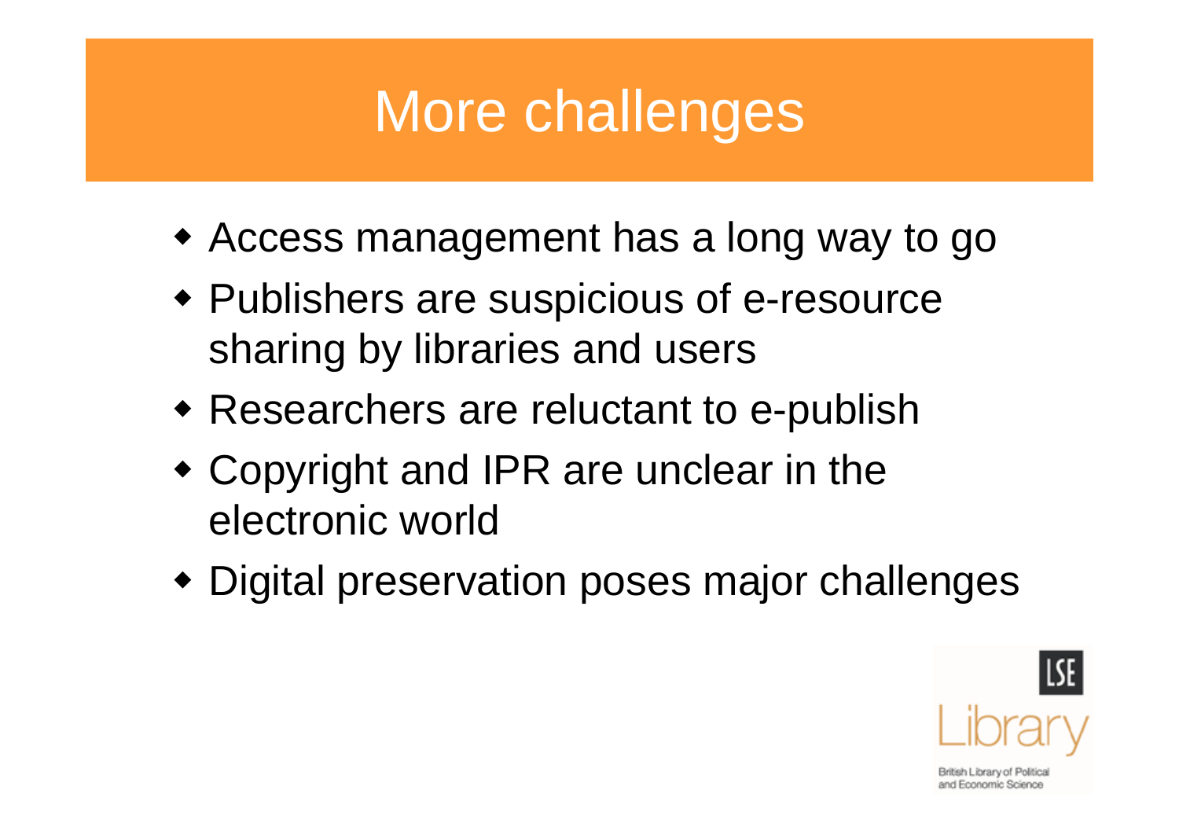# More challenges

- Access management has a long way to go
- Publishers are suspicious of e-resource sharing by libraries and users
- Researchers are reluctant to e-publish
- Copyright and IPR are unclear in the electronic world
- Digital preservation poses major challenges

LSE Library

British Library of Political and Economic Science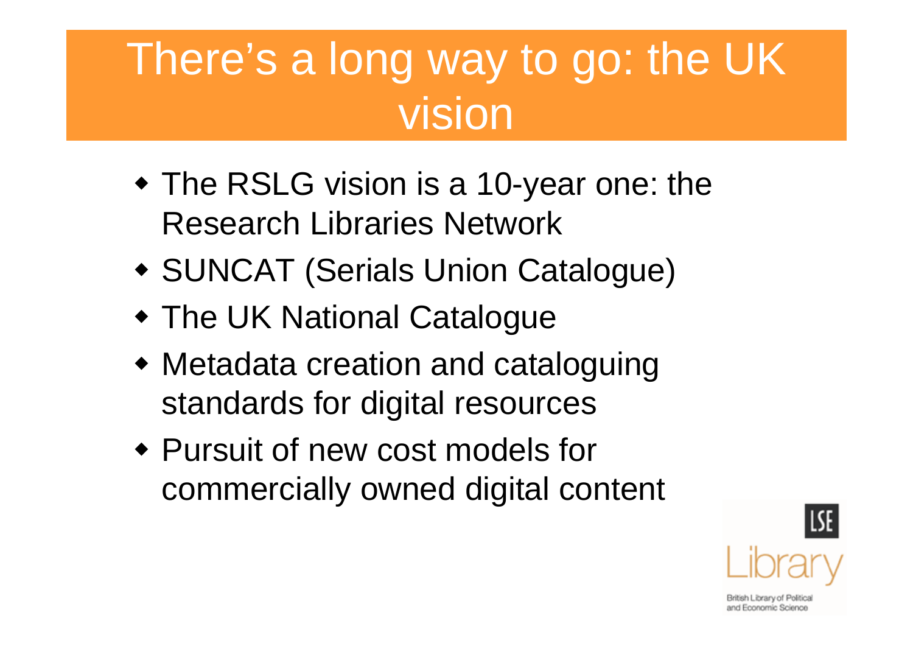# There's a long way to go: the UK vision

- The RSLG vision is a 10-year one: the Research Libraries Network
- SUNCAT (Serials Union Catalogue)
- The UK National Catalogue
- Metadata creation and cataloguing standards for digital resources
- Pursuit of new cost models for commercially owned digital content

LSE Library

British Library of Political and Economic Science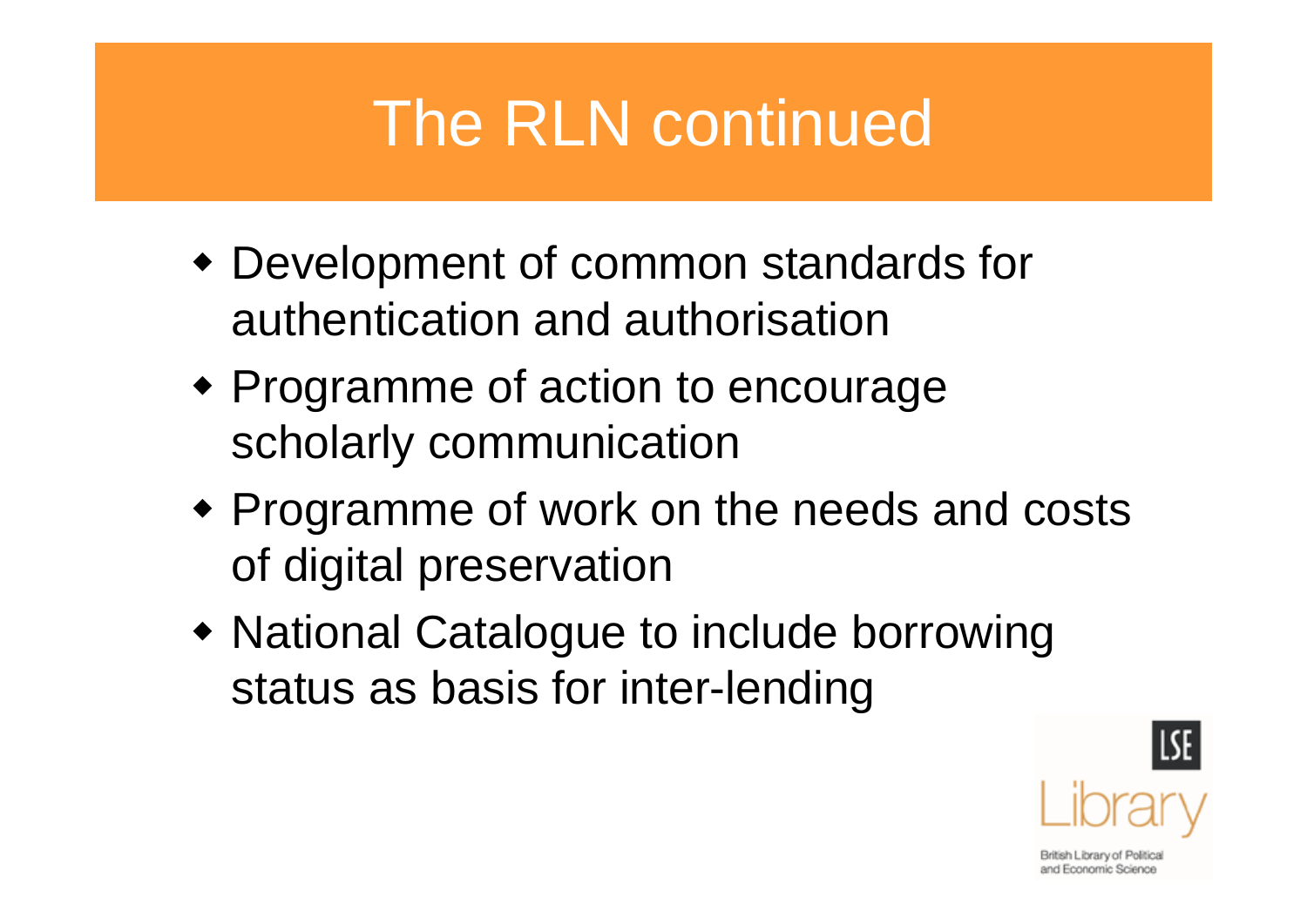# The RLN continued

- Development of common standards for authentication and authorisation
- Programme of action to encourage scholarly communication
- Programme of work on the needs and costs of digital preservation
- National Catalogue to include borrowing status as basis for inter-lending

LSE Library

British Library of Political and Economic Science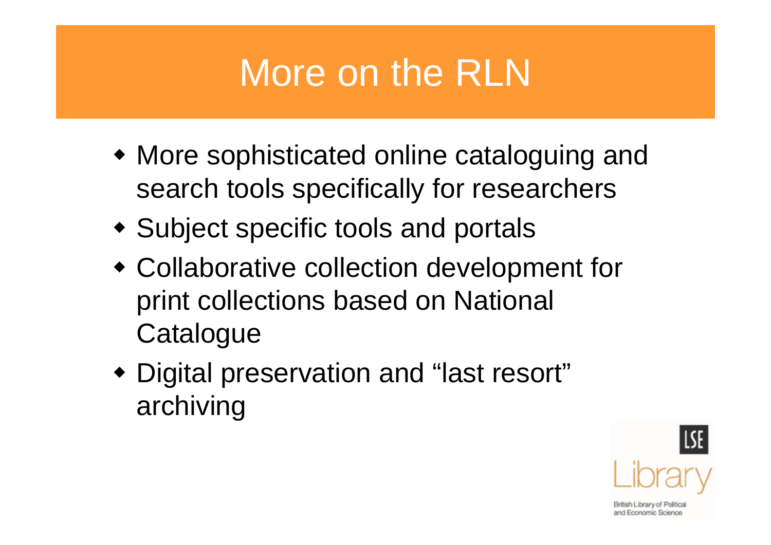# More on the RLN

- More sophisticated online cataloguing and search tools specifically for researchers
- Subject specific tools and portals
- Collaborative collection development for print collections based on National Catalogue
- Digital preservation and “last resort” archiving

LSE Library

British Library of Political and Economic Science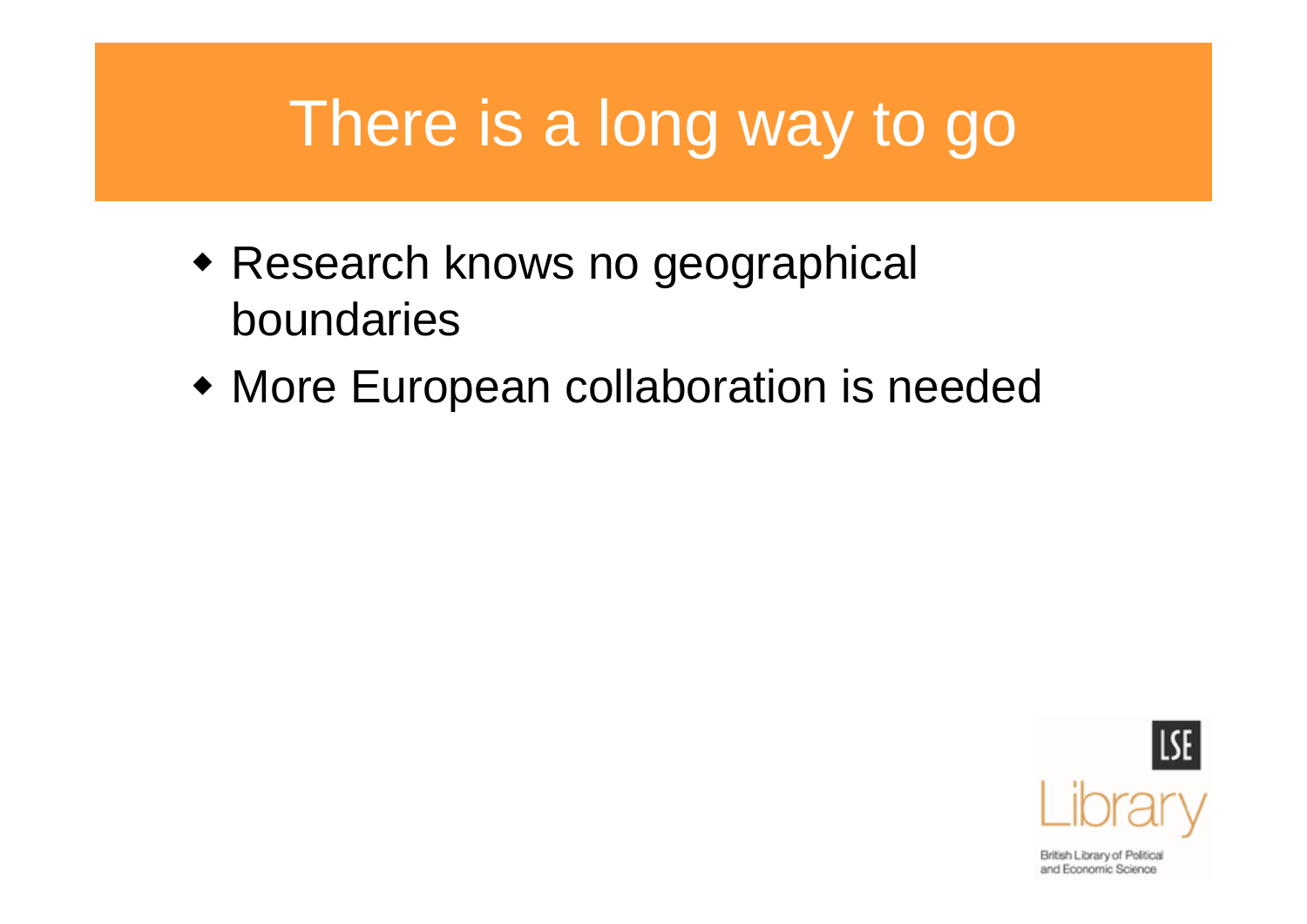# There is a long way to go

- Research knows no geographical boundaries
- More European collaboration is needed

LSE Library

British Library of Political and Economic Science